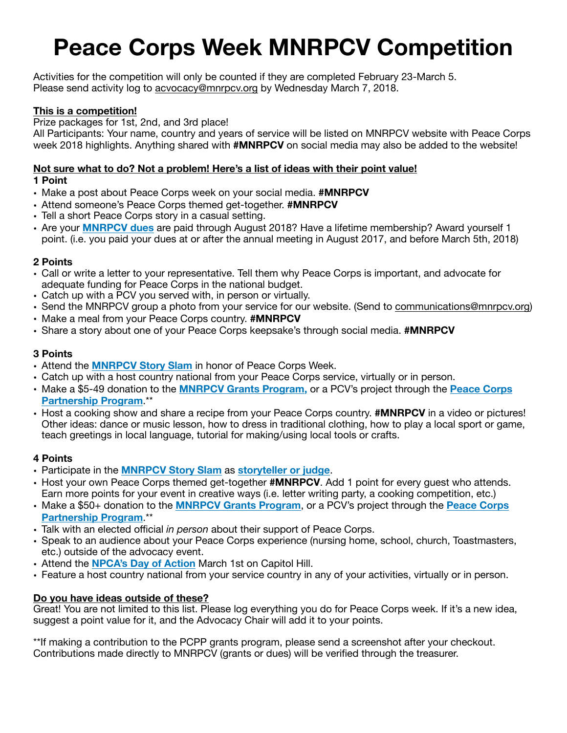# Peace Corps Week MNRPCV Competition

Activities for the competition will only be counted if they are completed February 23-March 5.
Please send activity log to acvocacy@mnrpcv.org by Wednesday March 7, 2018.

**This is a competition!**
Prize packages for 1st, 2nd, and 3rd place!
All Participants: Your name, country and years of service will be listed on MNRPCV website with Peace Corps week 2018 highlights. Anything shared with **#MNRPCV** on social media may also be added to the website!

**Not sure what to do? Not a problem! Here's a list of ideas with their point value!**

**1 Point**
- Make a post about Peace Corps week on your social media. **#MNRPCV**
- Attend someone's Peace Corps themed get-together. **#MNRPCV**
- Tell a short Peace Corps story in a casual setting.
- Are your **MNRPCV dues** are paid through August 2018? Have a lifetime membership? Award yourself 1 point. (i.e. you paid your dues at or after the annual meeting in August 2017, and before March 5th, 2018)

**2 Points**
- Call or write a letter to your representative. Tell them why Peace Corps is important, and advocate for adequate funding for Peace Corps in the national budget.
- Catch up with a PCV you served with, in person or virtually.
- Send the MNRPCV group a photo from your service for our website. (Send to communications@mnrpcv.org)
- Make a meal from your Peace Corps country. **#MNRPCV**
- Share a story about one of your Peace Corps keepsake's through social media. **#MNRPCV**

**3 Points**
- Attend the **MNRPCV Story Slam** in honor of Peace Corps Week.
- Catch up with a host country national from your Peace Corps service, virtually or in person.
- Make a $5-49 donation to the **MNRPCV Grants Program,** or a PCV's project through the **Peace Corps Partnership Program**.**
- Host a cooking show and share a recipe from your Peace Corps country. **#MNRPCV** in a video or pictures! Other ideas: dance or music lesson, how to dress in traditional clothing, how to play a local sport or game, teach greetings in local language, tutorial for making/using local tools or crafts.

**4 Points**
- Participate in the **MNRPCV Story Slam** as **storyteller or judge**.
- Host your own Peace Corps themed get-together **#MNRPCV**. Add 1 point for every guest who attends. Earn more points for your event in creative ways (i.e. letter writing party, a cooking competition, etc.)
- Make a $50+ donation to the **MNRPCV Grants Program**, or a PCV's project through the **Peace Corps Partnership Program**.**
- Talk with an elected official *in person* about their support of Peace Corps.
- Speak to an audience about your Peace Corps experience (nursing home, school, church, Toastmasters, etc.) outside of the advocacy event.
- Attend the **NPCA's Day of Action** March 1st on Capitol Hill.
- Feature a host country national from your service country in any of your activities, virtually or in person.

**Do you have ideas outside of these?**
Great! You are not limited to this list. Please log everything you do for Peace Corps week. If it's a new idea, suggest a point value for it, and the Advocacy Chair will add it to your points.

**If making a contribution to the PCPP grants program, please send a screenshot after your checkout. Contributions made directly to MNRPCV (grants or dues) will be verified through the treasurer.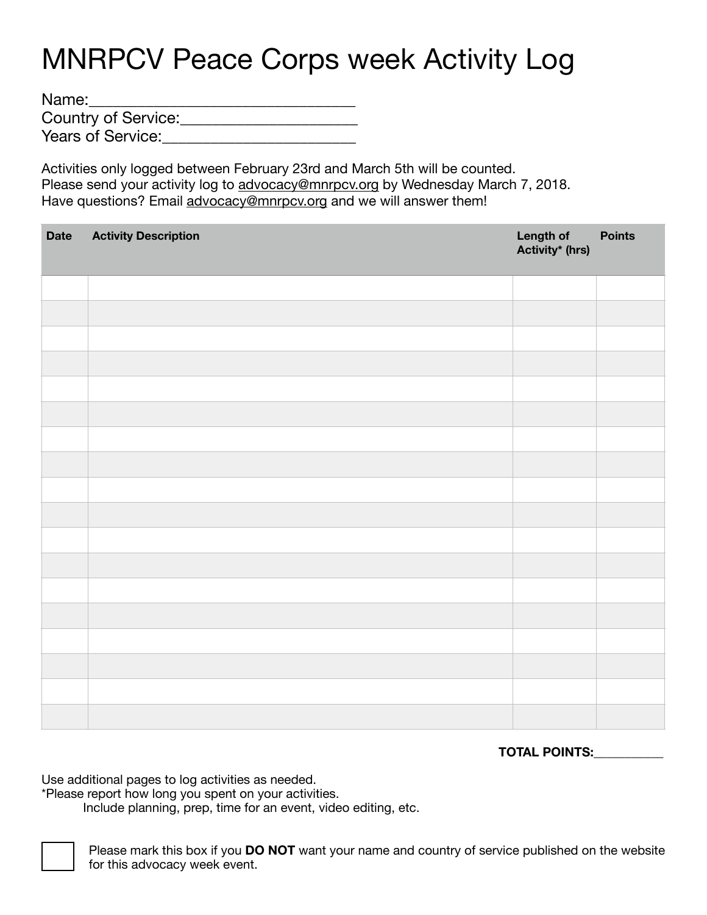# MNRPCV Peace Corps week Activity Log

Name:_______________________________
Country of Service:_____________________
Years of Service:_______________________

Activities only logged between February 23rd and March 5th will be counted.
Please send your activity log to advocacy@mnrpcv.org by Wednesday March 7, 2018.
Have questions? Email advocacy@mnrpcv.org and we will answer them!

| Date | Activity Description | Length of Activity* (hrs) | Points |
|---|---|---|---|
| | | | |
| | | | |
| | | | |
| | | | |
| | | | |
| | | | |
| | | | |
| | | | |
| | | | |
| | | | |
| | | | |
| | | | |
| | | | |
| | | | |
| | | | |
| | | | |
| | | | |
| | | | |

**TOTAL POINTS:**__________

Use additional pages to log activities as needed.
*Please report how long you spent on your activities.
Include planning, prep, time for an event, video editing, etc.

☐ Please mark this box if you **DO NOT** want your name and country of service published on the website for this advocacy week event.